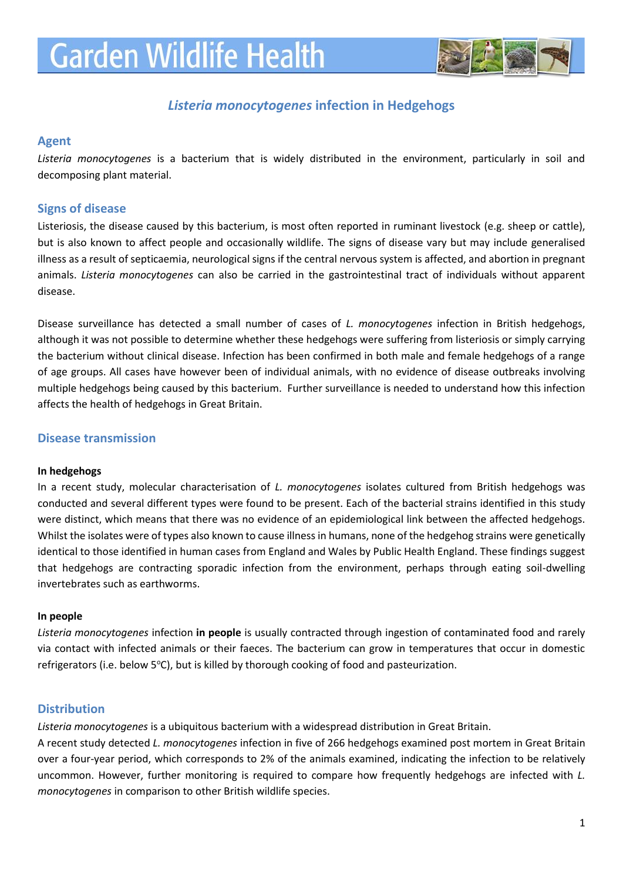# Garden Wildlife Health

## *Listeria monocytogenes* infection in Hedgehogs

### Agent

*Listeria monocytogenes* is a bacterium that is widely distributed in the environment, particularly in soil and decomposing plant material.

### Signs of disease

Listeriosis, the disease caused by this bacterium, is most often reported in ruminant livestock (e.g. sheep or cattle), but is also known to affect people and occasionally wildlife. The signs of disease vary but may include generalised illness as a result of septicaemia, neurological signs if the central nervous system is affected, and abortion in pregnant animals. *Listeria monocytogenes* can also be carried in the gastrointestinal tract of individuals without apparent disease.

Disease surveillance has detected a small number of cases of *L. monocytogenes* infection in British hedgehogs, although it was not possible to determine whether these hedgehogs were suffering from listeriosis or simply carrying the bacterium without clinical disease. Infection has been confirmed in both male and female hedgehogs of a range of age groups. All cases have however been of individual animals, with no evidence of disease outbreaks involving multiple hedgehogs being caused by this bacterium. Further surveillance is needed to understand how this infection affects the health of hedgehogs in Great Britain.

### Disease transmission

**In hedgehogs**

In a recent study, molecular characterisation of *L. monocytogenes* isolates cultured from British hedgehogs was conducted and several different types were found to be present. Each of the bacterial strains identified in this study were distinct, which means that there was no evidence of an epidemiological link between the affected hedgehogs. Whilst the isolates were of types also known to cause illness in humans, none of the hedgehog strains were genetically identical to those identified in human cases from England and Wales by Public Health England. These findings suggest that hedgehogs are contracting sporadic infection from the environment, perhaps through eating soil-dwelling invertebrates such as earthworms.

**In people**

*Listeria monocytogenes* infection **in people** is usually contracted through ingestion of contaminated food and rarely via contact with infected animals or their faeces. The bacterium can grow in temperatures that occur in domestic refrigerators (i.e. below 5°C), but is killed by thorough cooking of food and pasteurization.

### Distribution

*Listeria monocytogenes* is a ubiquitous bacterium with a widespread distribution in Great Britain.

A recent study detected *L. monocytogenes* infection in five of 266 hedgehogs examined post mortem in Great Britain over a four-year period, which corresponds to 2% of the animals examined, indicating the infection to be relatively uncommon. However, further monitoring is required to compare how frequently hedgehogs are infected with *L. monocytogenes* in comparison to other British wildlife species.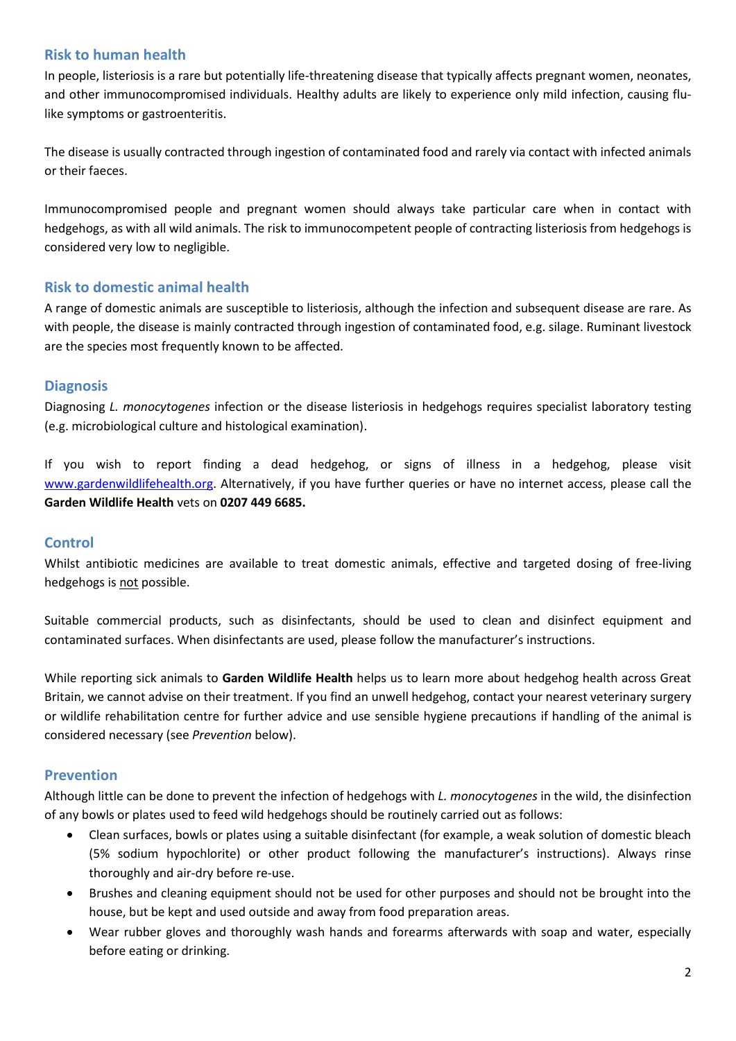## Risk to human health

In people, listeriosis is a rare but potentially life-threatening disease that typically affects pregnant women, neonates, and other immunocompromised individuals. Healthy adults are likely to experience only mild infection, causing flu-like symptoms or gastroenteritis.

The disease is usually contracted through ingestion of contaminated food and rarely via contact with infected animals or their faeces.

Immunocompromised people and pregnant women should always take particular care when in contact with hedgehogs, as with all wild animals. The risk to immunocompetent people of contracting listeriosis from hedgehogs is considered very low to negligible.

## Risk to domestic animal health

A range of domestic animals are susceptible to listeriosis, although the infection and subsequent disease are rare. As with people, the disease is mainly contracted through ingestion of contaminated food, e.g. silage. Ruminant livestock are the species most frequently known to be affected.

## Diagnosis

Diagnosing *L. monocytogenes* infection or the disease listeriosis in hedgehogs requires specialist laboratory testing (e.g. microbiological culture and histological examination).

If you wish to report finding a dead hedgehog, or signs of illness in a hedgehog, please visit [www.gardenwildlifehealth.org](www.gardenwildlifehealth.org). Alternatively, if you have further queries or have no internet access, please call the **Garden Wildlife Health** vets on **0207 449 6685.**

## Control

Whilst antibiotic medicines are available to treat domestic animals, effective and targeted dosing of free-living hedgehogs is <u>not</u> possible.

Suitable commercial products, such as disinfectants, should be used to clean and disinfect equipment and contaminated surfaces. When disinfectants are used, please follow the manufacturer's instructions.

While reporting sick animals to **Garden Wildlife Health** helps us to learn more about hedgehog health across Great Britain, we cannot advise on their treatment. If you find an unwell hedgehog, contact your nearest veterinary surgery or wildlife rehabilitation centre for further advice and use sensible hygiene precautions if handling of the animal is considered necessary (see *Prevention* below).

## Prevention

Although little can be done to prevent the infection of hedgehogs with *L. monocytogenes* in the wild, the disinfection of any bowls or plates used to feed wild hedgehogs should be routinely carried out as follows:

- Clean surfaces, bowls or plates using a suitable disinfectant (for example, a weak solution of domestic bleach (5% sodium hypochlorite) or other product following the manufacturer's instructions). Always rinse thoroughly and air-dry before re-use.
- Brushes and cleaning equipment should not be used for other purposes and should not be brought into the house, but be kept and used outside and away from food preparation areas.
- Wear rubber gloves and thoroughly wash hands and forearms afterwards with soap and water, especially before eating or drinking.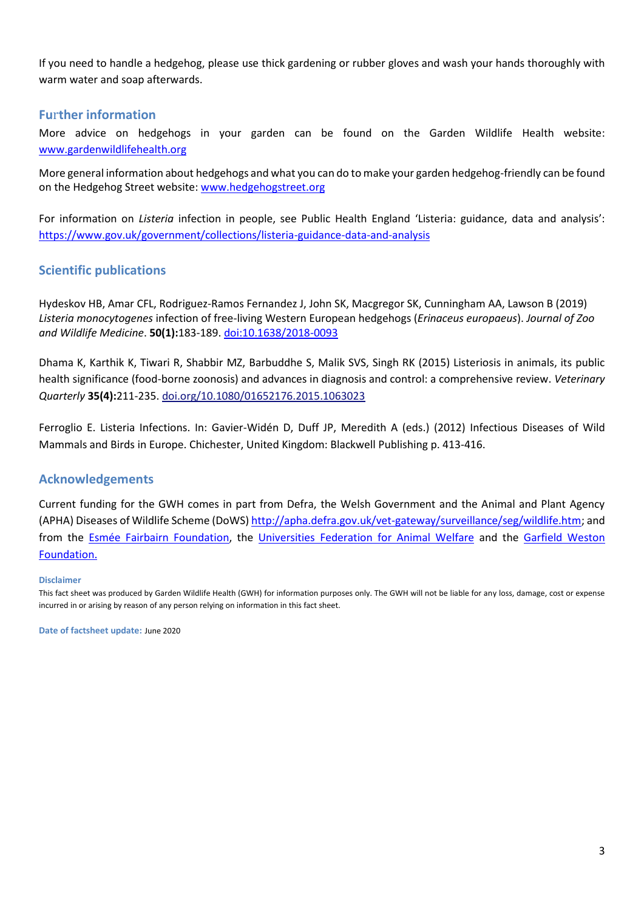If you need to handle a hedgehog, please use thick gardening or rubber gloves and wash your hands thoroughly with warm water and soap afterwards.

## Further information

More advice on hedgehogs in your garden can be found on the Garden Wildlife Health website: www.gardenwildlifehealth.org

More general information about hedgehogs and what you can do to make your garden hedgehog-friendly can be found on the Hedgehog Street website: www.hedgehogstreet.org

For information on *Listeria* infection in people, see Public Health England 'Listeria: guidance, data and analysis': https://www.gov.uk/government/collections/listeria-guidance-data-and-analysis

## Scientific publications

Hydeskov HB, Amar CFL, Rodriguez-Ramos Fernandez J, John SK, Macgregor SK, Cunningham AA, Lawson B (2019) *Listeria monocytogenes* infection of free-living Western European hedgehogs (*Erinaceus europaeus*). *Journal of Zoo and Wildlife Medicine*. **50(1):**183-189. doi:10.1638/2018-0093

Dhama K, Karthik K, Tiwari R, Shabbir MZ, Barbuddhe S, Malik SVS, Singh RK (2015) Listeriosis in animals, its public health significance (food-borne zoonosis) and advances in diagnosis and control: a comprehensive review. *Veterinary Quarterly* **35(4):**211-235. doi.org/10.1080/01652176.2015.1063023

Ferroglio E. Listeria Infections. In: Gavier-Widén D, Duff JP, Meredith A (eds.) (2012) Infectious Diseases of Wild Mammals and Birds in Europe. Chichester, United Kingdom: Blackwell Publishing p. 413-416.

## Acknowledgements

Current funding for the GWH comes in part from Defra, the Welsh Government and the Animal and Plant Agency (APHA) Diseases of Wildlife Scheme (DoWS) http://apha.defra.gov.uk/vet-gateway/surveillance/seg/wildlife.htm; and from the Esmée Fairbairn Foundation, the Universities Federation for Animal Welfare and the Garfield Weston Foundation.

**Disclaimer**

This fact sheet was produced by Garden Wildlife Health (GWH) for information purposes only. The GWH will not be liable for any loss, damage, cost or expense incurred in or arising by reason of any person relying on information in this fact sheet.

**Date of factsheet update:** June 2020